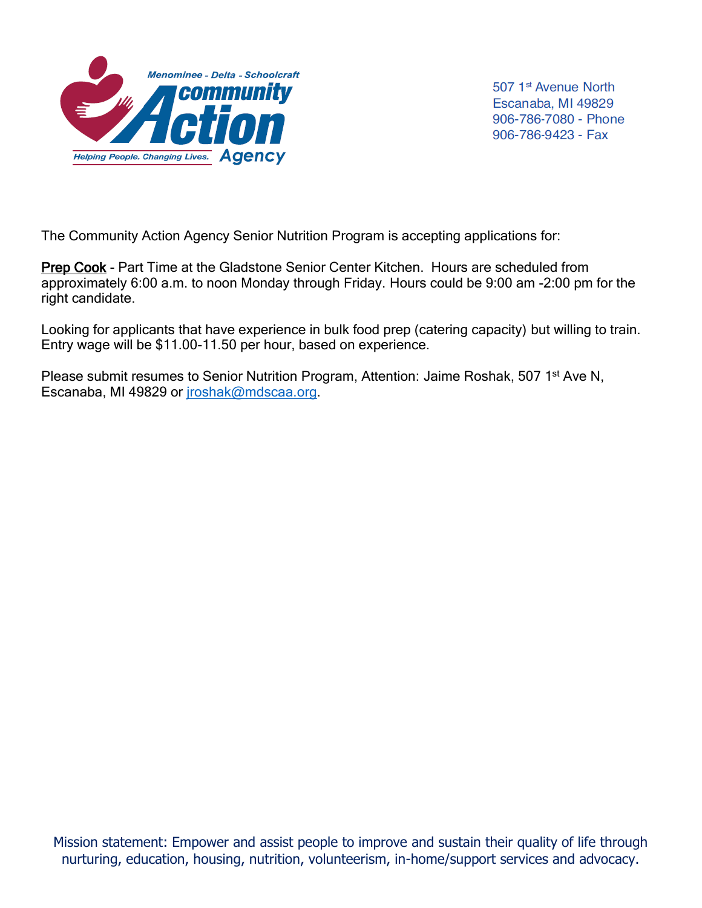Menominee - Delta - Schoolcraft
Community Action Agency
Helping People. Changing Lives.

507 1st Avenue North
Escanaba, MI 49829
906-786-7080 - Phone
906-786-9423 - Fax

The Community Action Agency Senior Nutrition Program is accepting applications for:

**Prep Cook** - Part Time at the Gladstone Senior Center Kitchen. Hours are scheduled from approximately 6:00 a.m. to noon Monday through Friday. Hours could be 9:00 am -2:00 pm for the right candidate.

Looking for applicants that have experience in bulk food prep (catering capacity) but willing to train. Entry wage will be $11.00-11.50 per hour, based on experience.

Please submit resumes to Senior Nutrition Program, Attention: Jaime Roshak, 507 1st Ave N, Escanaba, MI 49829 or jroshak@mdscaa.org.

Mission statement: Empower and assist people to improve and sustain their quality of life through nurturing, education, housing, nutrition, volunteerism, in-home/support services and advocacy.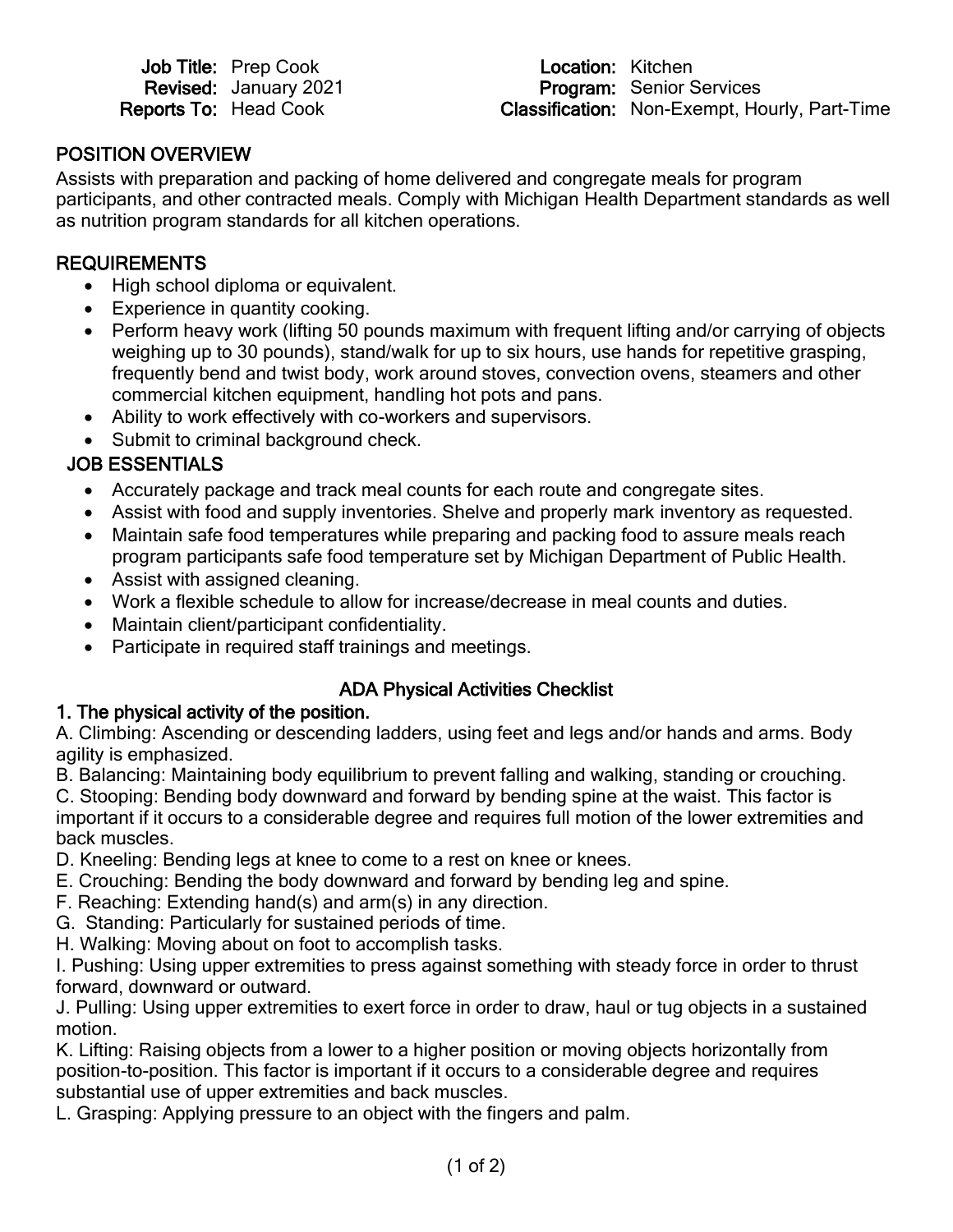**Job Title:** Prep Cook
**Revised:** January 2021
**Reports To:** Head Cook

**Location:** Kitchen
**Program:** Senior Services
**Classification:** Non-Exempt, Hourly, Part-Time

## POSITION OVERVIEW

Assists with preparation and packing of home delivered and congregate meals for program participants, and other contracted meals. Comply with Michigan Health Department standards as well as nutrition program standards for all kitchen operations.

## REQUIREMENTS

- High school diploma or equivalent.
- Experience in quantity cooking.
- Perform heavy work (lifting 50 pounds maximum with frequent lifting and/or carrying of objects weighing up to 30 pounds), stand/walk for up to six hours, use hands for repetitive grasping, frequently bend and twist body, work around stoves, convection ovens, steamers and other commercial kitchen equipment, handling hot pots and pans.
- Ability to work effectively with co-workers and supervisors.
- Submit to criminal background check.

## JOB ESSENTIALS

- Accurately package and track meal counts for each route and congregate sites.
- Assist with food and supply inventories. Shelve and properly mark inventory as requested.
- Maintain safe food temperatures while preparing and packing food to assure meals reach program participants safe food temperature set by Michigan Department of Public Health.
- Assist with assigned cleaning.
- Work a flexible schedule to allow for increase/decrease in meal counts and duties.
- Maintain client/participant confidentiality.
- Participate in required staff trainings and meetings.

## ADA Physical Activities Checklist

### 1. The physical activity of the position.

A. Climbing: Ascending or descending ladders, using feet and legs and/or hands and arms. Body agility is emphasized.
B. Balancing: Maintaining body equilibrium to prevent falling and walking, standing or crouching.
C. Stooping: Bending body downward and forward by bending spine at the waist. This factor is important if it occurs to a considerable degree and requires full motion of the lower extremities and back muscles.
D. Kneeling: Bending legs at knee to come to a rest on knee or knees.
E. Crouching: Bending the body downward and forward by bending leg and spine.
F. Reaching: Extending hand(s) and arm(s) in any direction.
G. Standing: Particularly for sustained periods of time.
H. Walking: Moving about on foot to accomplish tasks.
I. Pushing: Using upper extremities to press against something with steady force in order to thrust forward, downward or outward.
J. Pulling: Using upper extremities to exert force in order to draw, haul or tug objects in a sustained motion.
K. Lifting: Raising objects from a lower to a higher position or moving objects horizontally from position-to-position. This factor is important if it occurs to a considerable degree and requires substantial use of upper extremities and back muscles.
L. Grasping: Applying pressure to an object with the fingers and palm.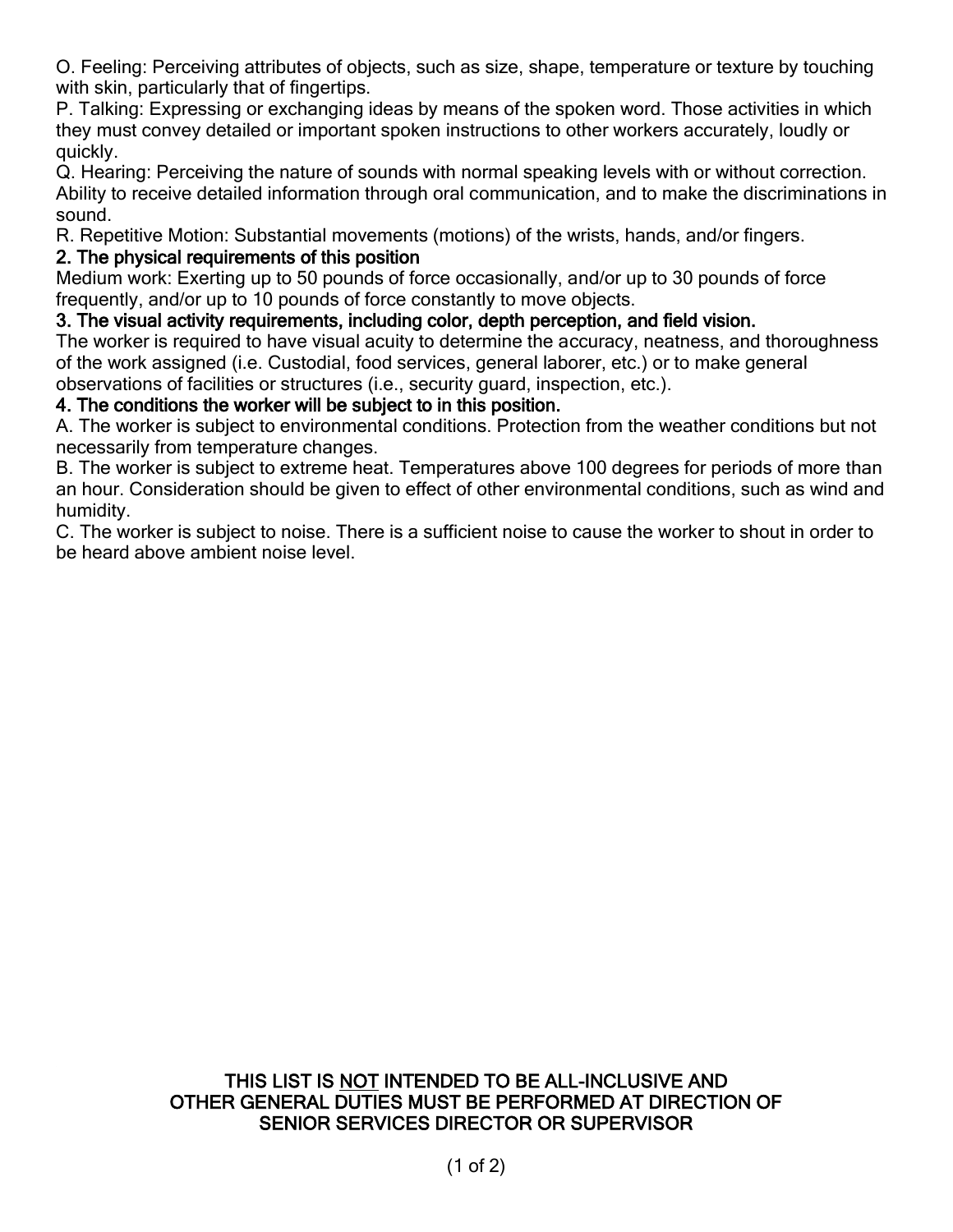O. Feeling: Perceiving attributes of objects, such as size, shape, temperature or texture by touching with skin, particularly that of fingertips.

P. Talking: Expressing or exchanging ideas by means of the spoken word. Those activities in which they must convey detailed or important spoken instructions to other workers accurately, loudly or quickly.

Q. Hearing: Perceiving the nature of sounds with normal speaking levels with or without correction. Ability to receive detailed information through oral communication, and to make the discriminations in sound.

R. Repetitive Motion: Substantial movements (motions) of the wrists, hands, and/or fingers.

**2. The physical requirements of this position**

Medium work: Exerting up to 50 pounds of force occasionally, and/or up to 30 pounds of force frequently, and/or up to 10 pounds of force constantly to move objects.

**3. The visual activity requirements, including color, depth perception, and field vision.**

The worker is required to have visual acuity to determine the accuracy, neatness, and thoroughness of the work assigned (i.e. Custodial, food services, general laborer, etc.) or to make general observations of facilities or structures (i.e., security guard, inspection, etc.).

**4. The conditions the worker will be subject to in this position.**

A. The worker is subject to environmental conditions. Protection from the weather conditions but not necessarily from temperature changes.

B. The worker is subject to extreme heat. Temperatures above 100 degrees for periods of more than an hour. Consideration should be given to effect of other environmental conditions, such as wind and humidity.

C. The worker is subject to noise. There is a sufficient noise to cause the worker to shout in order to be heard above ambient noise level.

THIS LIST IS <u>NOT</u> INTENDED TO BE ALL-INCLUSIVE AND
OTHER GENERAL DUTIES MUST BE PERFORMED AT DIRECTION OF
SENIOR SERVICES DIRECTOR OR SUPERVISOR